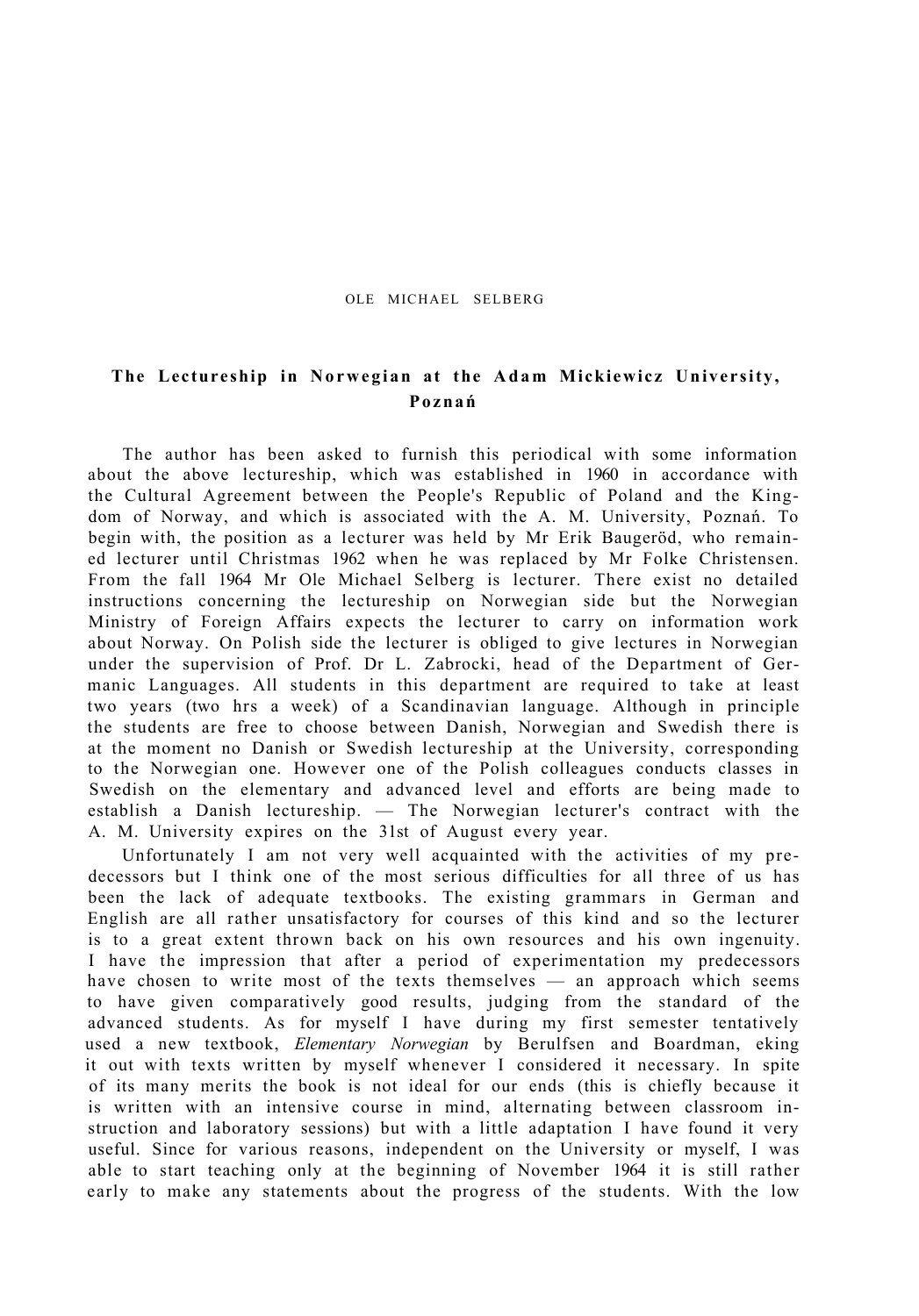OLE MICHAEL SELBERG

# The Lectureship in Norwegian at the Adam Mickiewicz University, Poznań

The author has been asked to furnish this periodical with some information about the above lectureship, which was established in 1960 in accordance with the Cultural Agreement between the People's Republic of Poland and the Kingdom of Norway, and which is associated with the A. M. University, Poznań. To begin with, the position as a lecturer was held by Mr Erik Baugeröd, who remained lecturer until Christmas 1962 when he was replaced by Mr Folke Christensen. From the fall 1964 Mr Ole Michael Selberg is lecturer. There exist no detailed instructions concerning the lectureship on Norwegian side but the Norwegian Ministry of Foreign Affairs expects the lecturer to carry on information work about Norway. On Polish side the lecturer is obliged to give lectures in Norwegian under the supervision of Prof. Dr L. Zabrocki, head of the Department of Germanic Languages. All students in this department are required to take at least two years (two hrs a week) of a Scandinavian language. Although in principle the students are free to choose between Danish, Norwegian and Swedish there is at the moment no Danish or Swedish lectureship at the University, corresponding to the Norwegian one. However one of the Polish colleagues conducts classes in Swedish on the elementary and advanced level and efforts are being made to establish a Danish lectureship. — The Norwegian lecturer's contract with the A. M. University expires on the 31st of August every year.

Unfortunately I am not very well acquainted with the activities of my predecessors but I think one of the most serious difficulties for all three of us has been the lack of adequate textbooks. The existing grammars in German and English are all rather unsatisfactory for courses of this kind and so the lecturer is to a great extent thrown back on his own resources and his own ingenuity. I have the impression that after a period of experimentation my predecessors have chosen to write most of the texts themselves — an approach which seems to have given comparatively good results, judging from the standard of the advanced students. As for myself I have during my first semester tentatively used a new textbook, *Elementary Norwegian* by Berulfsen and Boardman, eking it out with texts written by myself whenever I considered it necessary. In spite of its many merits the book is not ideal for our ends (this is chiefly because it is written with an intensive course in mind, alternating between classroom instruction and laboratory sessions) but with a little adaptation I have found it very useful. Since for various reasons, independent on the University or myself, I was able to start teaching only at the beginning of November 1964 it is still rather early to make any statements about the progress of the students. With the low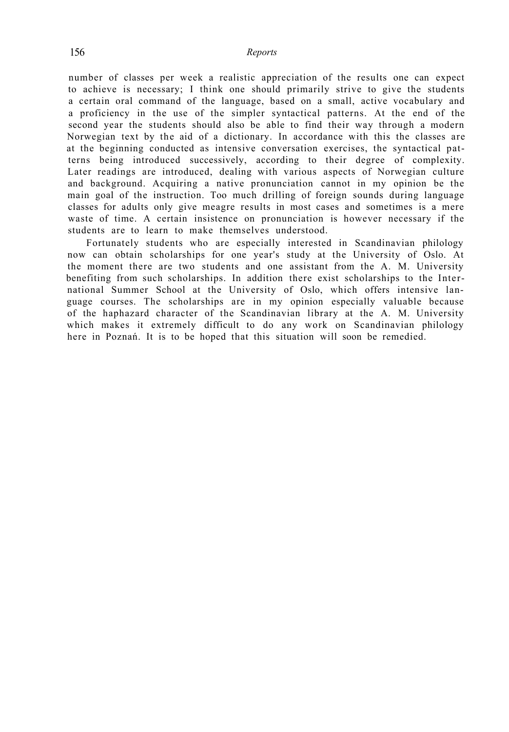number of classes per week a realistic appreciation of the results one can expect to achieve is necessary; I think one should primarily strive to give the students a certain oral command of the language, based on a small, active vocabulary and a proficiency in the use of the simpler syntactical patterns. At the end of the second year the students should also be able to find their way through a modern Norwegian text by the aid of a dictionary. In accordance with this the classes are at the beginning conducted as intensive conversation exercises, the syntactical patterns being introduced successively, according to their degree of complexity. Later readings are introduced, dealing with various aspects of Norwegian culture and background. Acquiring a native pronunciation cannot in my opinion be the main goal of the instruction. Too much drilling of foreign sounds during language classes for adults only give meagre results in most cases and sometimes is a mere waste of time. A certain insistence on pronunciation is however necessary if the students are to learn to make themselves understood.

Fortunately students who are especially interested in Scandinavian philology now can obtain scholarships for one year's study at the University of Oslo. At the moment there are two students and one assistant from the A. M. University benefiting from such scholarships. In addition there exist scholarships to the International Summer School at the University of Oslo, which offers intensive language courses. The scholarships are in my opinion especially valuable because of the haphazard character of the Scandinavian library at the A. M. University which makes it extremely difficult to do any work on Scandinavian philology here in Poznań. It is to be hoped that this situation will soon be remedied.